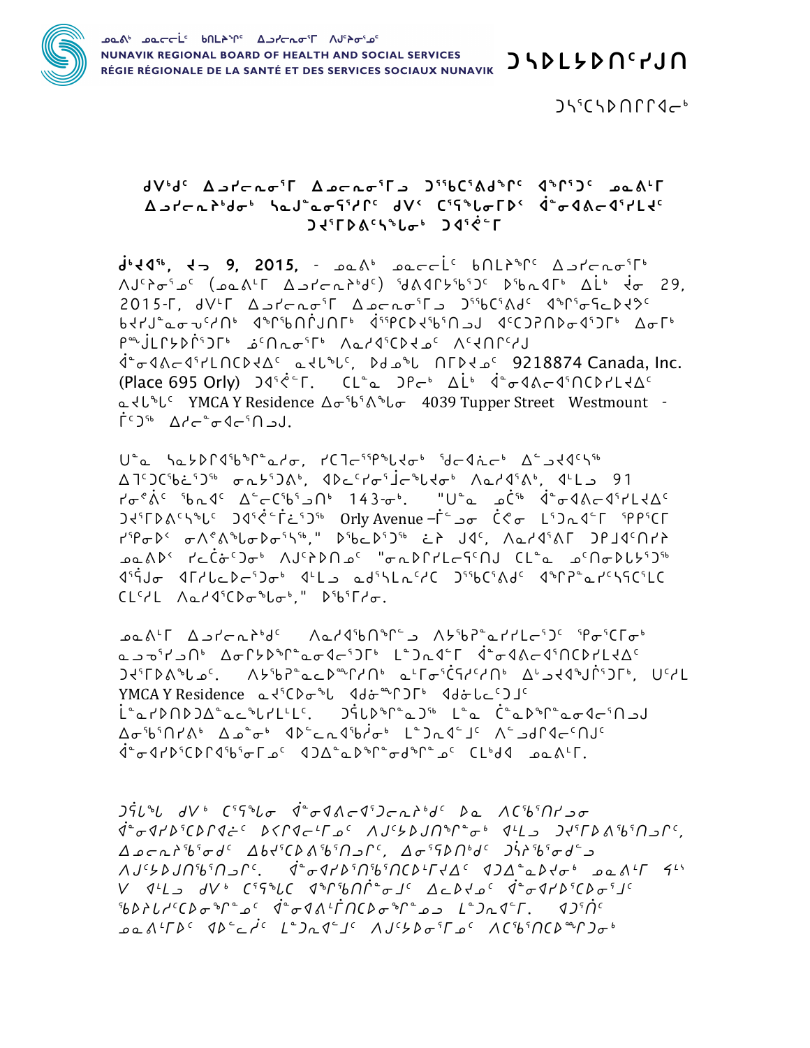ᓄᓇᕕᒃ ᓄᓇᓕᓕᒫᑦ ᑲᑎᒪᔨᖏᑦ ᐃᓗᓯᓕᕆᓂᕐᒥ ᐱᒍᑦᔨᓂᕐᓄᑦ
NUNAVIK REGIONAL BOARD OF HEALTH AND SOCIAL SERVICES
RÉGIE RÉGIONALE DE LA SANTÉ ET DES SERVICES SOCIAUX NUNAVIK

ᑐᓴᐅᒪᔭᐅᑎᑦᓯᒍᑎ

ᑐᓴᕐᑕᓴᐅᑎᒥᒋᐊᓕᒃ

### ᑯᐯᒃᑯᑦ ᐃᓗᓯᓕᕆᓂᕐᒥ ᐃᓄᓕᕆᓂᕐᒧ ᑐᕐᖃᑖᕐᕕᑯᕐᒥᑦ ᐊᕐᕆᕐᑐᑦ ᓄᓇᕕᒻᒥ ᐃᓗᓯᓕᕆᔨᒃᑯᓂᒃ ᓴᓇᒎᓇᓂᕐᕋᕐᓯᒥᑦ ᑯᐯᒃ ᑕᕐᕋᖓᓂᒥᐅᒃ ᐋᓂᐊᕕᓕᐊᕐᓯᒪᔪᑦ ᑐᔪᕐᒥᐅᕕᑦᓴᖓᓂᒃ ᑐᐊᕐᕇᓕ ᒥ

ᑰᔦᒃ, ᔪᓓ 9, 2015, - ᓄᓇᕕᒃ ᓄᓇᓕᓕᒫᑦ ᑲᑎᒪᔨᖏᑦ ᐃᓗᓯᓕᕆᓂᕐᒥᒃ ᐱᒍᑦᔨᓂᕐᓄᑦ (ᓄᓇᕕᒻᒥ ᐃᓗᓯᓕᕆᔨᒃᑯᑦ) ᖁᕕᐊᓱᒡᔪᖕᑐᑦ ᐅᖃᐊᕐᒥᒃ ᐃᒫᒃ ᔫᓂ 29, 2015-ᒥ, ᑯᐯᒻᒥ ᐃᓗᓯᓕᕆᓂᕐᒥ ᐃᓄᓕᕆᓂᕐᒥᓗ ᑐᕐᖃᑖᕐᕕᑦ ᐊᕐᕆᕐᓂᕐᕋᓚᐅᔪᑦ ᑲᔪᓯᒍᓇᓂᕗᑦᓯᑎᒃ ᐊᕐᕆᕐᑲᑎᒌᒍᑎᒥᒃ ᐋᕐᕿᑐᔪᕐᑲᕐᑎᓗᒍ ᐊᑦᑕᕈᑎᐅᓂᐊᕐᑐᒥᒃ ᐃᓂᒥᒃ ᑭᒨᒋᒥᔭᐅᕆᕐᑐᒥᒃ ᓅᑎᕆᓂᕐᒥᒃ ᐱᓇᓱᐊᕐᑕᐅᔪᓄᑦ ᐱᑦᓯᑎᑦᓯᒍ ᐋᓂᐊᕕᓕᐊᕐᓯᒪᓕᑎᑕᐅᔪᐃᑦ ᓇᔪᒪᔾᒪᑦ, ᐅᑯᓄᖕᒪ ᑎᒥᐅᔪᓄᑦ 9218874 Canada, Inc. (Place 695 Orly) ᑐᐊᕐᕇᓕᒥ. ᑕᒪᓇ ᑐᑭᓂᒃ ᐃᒫᒃ ᐋᓂᐊᕕᓕᐊᕐᑎᑕᐅᓯᒪᔪᐃᑦ ᓇᔪᒪᔾᒪᑦ YMCA Y Residence ᐃᓂᖕᕕᖕᒪᓂ 4039 Tupper Street Westmount - ᒦᑦᑐᖅ ᐃᓯᓕᖕᓂᐊᓕᕐᑎᓗᒍ.

ᑌᓇ ᓴᓇᔭᐅᒋᐊᖕᑲᕐᒥᓇᓱᓂ, ᓯᑕᒨᓕᕐᑭᒐᔪᓂᒃ ᖁᓕᐊᓃᓕᒃ ᐃᓪᓗᔪᐊᑦᓴᖅ ᐃᒣᑦᑐᑦᖃᕈᕐᑐᖅ ᓂᕆᔭᕐᑐᕕᒃ, ᐊᐅᓚᑦᓯᓂᕐᔫᓕᖕᒪᔪᓂᒃ ᐱᓇᓱᐊᕐᕕᒃ, ᐊᒻᒪᓗ 91 ᓯᓂᖕᕖᑦ ᖃᓇᐊᑦ ᐃᓪᓕᑕᖃᕐᓗᑎᒃ 143-ᓂᒃ. "ᑌᓇ ᓄᑖᖅ ᐋᓂᐊᕕᓕᐊᕐᓯᒪᔪᐃᑦ ᑐᔪᕐᒥᐅᕕᑦᓴᖕᒪᑦ ᑐᐊᕐᕇᓕᒦᕐᑐᖅ Orly Avenue –ᒦᑦᑐᓂ ᑖᕙᓂ ᒪᕐᕈᓚᐊᓕᒥ ᕿᑉᐱᑦᑕᒥ ᓯᕿᓂᐅᑉ ᓂᐱᖕᕕᖕᒪᓂᐅᓂᕐᓴᖅ," ᐅᖃᐅᕐᑐᖅ ᓛᐲ ᒍᐊᑦ, ᐱᓇᓱᐊᕐᕕᒥ ᑐᕈᒍᐊᑦᑎᓯᔨ ᓄᓇᕕᐅᑉ ᓯᓚᑖᓂᑦᑐᓂᒃ ᐱᒍᑦᔨᐅᑎᓄᑦ "ᓂᕆᐅᒋᔭᕆᓚᕐᕋᑎᒍ ᑕᒪᓇ ᓄᑎᓂᐅᕙᓯᕐᑐᖅ ᐊᕐᕈᒍᓂ ᐊᒥᓴᓚᐅᕐᑐᓂᒃ ᐊᒻᒪᓗ ᓇᑯᕐᓴᒪᓕᖕᓯᑕ ᑐᕐᖃᑖᕐᕕᑦ ᐊᕐᕆᕈᓐᓇᓯᑦᓴᕋᑦᓴᑕ ᑕᒪᑦᓯᒪ ᐱᓇᓱᐊᕐᑕᐅᓂᕐᒪᓂᒃ," ᐅᖃᕐᒥᓯᓂ.

ᓄᓇᕕᒻᒥ ᐃᓗᓯᓕᕆᔨᒃᑯᑦ ᐱᓇᓱᐊᖃᑎᕐᒥᓗ ᐱᔭᕐᑭᓐᓇᓯᓯᒪᓕᕐᑐᑦ ᕿᓂᕐᑕᒥᓂᒃ ᓇᓗᓃᕐᓯᓗᑎᒃ ᐃᓂᒥᔭᐅᕐᒥᓐᓇᓂᐊᓕᕐᑐᒥᒃ ᒪᑐᓇᐊᒥ ᐋᓂᐊᕕᓕᐊᕐᑎᑕᐅᔪᓯᒪᔪᐃᑦ ᑐᔪᕐᒥᐅᕕᖕᒪᓄᑦ. ᐱᔭᕐᑭᓐᓇᓚᐅᕐᒥᓯᑎᒃ ᓇᒥᓂᕐᑖᕋᓯᑦᓯᑎᒃ ᐃᓪᓗᔪᐊᕐᒎᕐᑐᒥᒃ, ᑌᑦᓯᒪ YMCA Y Residence ᓇᔪᑦᑕᐅᓂᖕᒪ ᐊᑯᓐᓂᖕᒥᑐᒥᒃ ᐊᑯᓐᓂᒪᓚᑦᑐᒍᑦ ᒫᓇᓯᐅᑎᐅᑐᐃᓐᓇᓚᖕᒪᓯᒪᓕᒪᓕᑦ. ᑐᕌᒪᐅᕐᒥᓇᑐᖅ ᒪᓇ ᑖᓇᐅᕐᒥᓇᓂᐊᓕᕐᑎᓗᒍ ᐃᓂᖕᑎᓯᕕᒃ ᐃᓄᓐᓂᒃ ᐊᐅᓪᓚᓂᐊᖕᑳᓂᒃ ᒫᑐᓇᐊᓪᓗᑦ ᐱᓪᓗᑯᒥᐊᓕᑦᑎᒍᑦ ᐋᓂᐊᓯᐅᕐᑕᐅᒥᐊᖕᑲᓂᒧᓐᑦ ᐊᑐᐃᓐᓇᐅᕐᒥᓂᖅᑯᕐᒥᓐᓄᑦ ᑕᒃᑯᐊ ᓄᓇᕕᒻᒥ.

ᑐᕌᒪᖕᒪ ᑯᐯᒃ ᑕᕐᕋᖕᒪᓂ ᐋᓂᐊᕕᓕᐊᕐᑐᓕᕆᔨᒃᑯᑦ ᐅᓇ ᐱᑕᖃᕐᑎᓯᓗᓂ ᐋᓂᐊᓯᐅᕐᑕᐅᑎᓪᓗᑕᓐ ᐅᐸᕐᐊᓕᒪᓄᑦ ᐱᒍᑦᔨᐅᒍᑎᕐᒥᓂᒃ ᐊᒻᒪᓗ ᑐᔪᕐᒥᐅᕕᖕᑎᓗᒥᑦ, ᐃᓄᓕᕆᔨᖕᑯᑦ ᐃᑲᔪᕐᑕᐅᕕᖕᑎᓗᒥᑦ, ᐃᓂᕐᖁᑎᒃᑯᑦ ᑐᕌᔪᕐᓂᑯᓕᓗ ᐱᒍᑦᔨᐅᒍᑎᖕᑎᓗᒥᑦ. ᐋᓂᐊᓯᐅᕐᑎᖕᑎᑕᐅᒪᓯᐊᑦ ᐊᑐᐃᓐᓇᐅᔪᓂᒃ ᓄᓇᕕᒻᒥ ᕿᒻᒃ V ᐊᒻᒪᓗ ᑯᐯᒃ ᑕᕐᕋᖕᒪᑕ ᐊᕐᕆᕐᑲᑎᒌᓐᓂᒍᑦ ᐃᓚᐅᔪᓄᑦ ᐋᓂᐊᓯᐅᕐᑕᐅᓂᕐᒧᑦ ᖃᐅᔨᒪᓯᑦᑕᐅᓂᕐᒥᓄᑦ ᐋᓂᐊᕕᒻᒦᑎᑕᐅᓂᕐᒥᓄᓗ ᒫᑐᓇᐊᓕᒥ. ᐊᑐᕐᑏᑦ ᓄᓇᕕᒻᒥᐅᑦ ᐊᐅᓪᓚᓯᑦ ᒫᑐᓇᐊᓕᒧᑦ ᐱᒍᑦᔨᓂᕐᒥᓄᑦ ᐱᑕᖃᕐᑎᑕᐅᓐᒥᐅᓂᒃ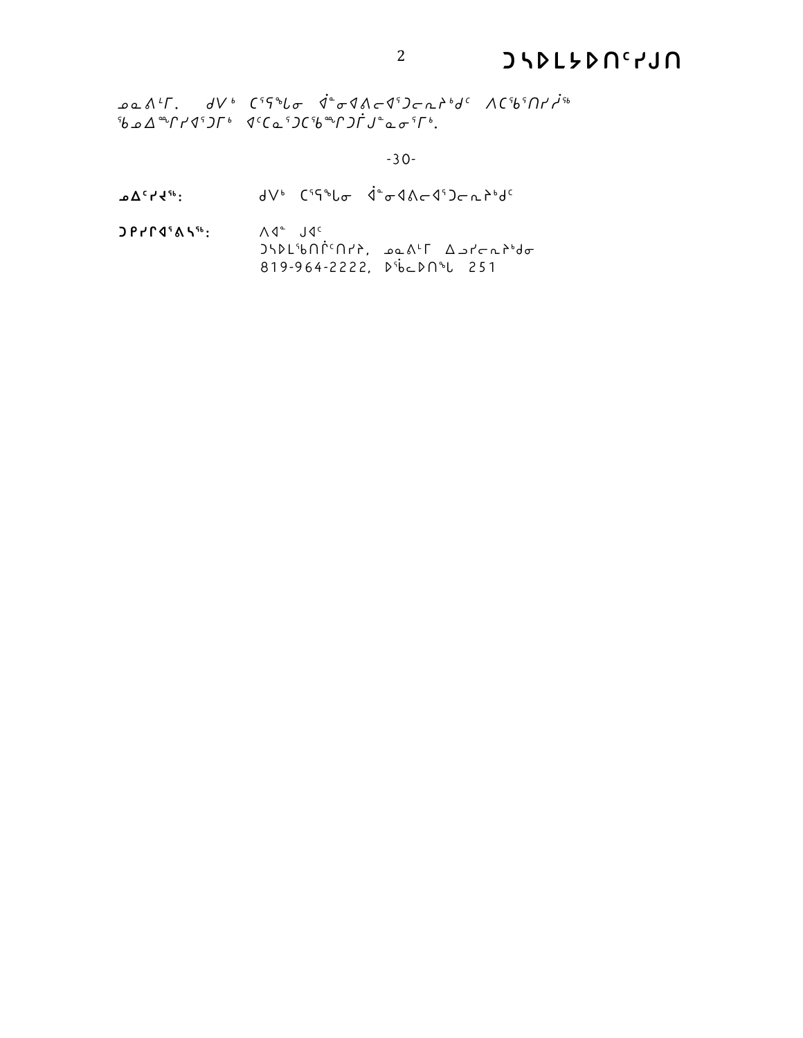ᓄᓇᕕᒻᒥ. ᑯᐯᒃ ᑕᕐᕋᖓᓂ ᐋᓐᓂᐊᕖᓕᐊᕐᑐᓕᕆᔾᑯᑦ ᐱᑕᖃᕐᑎᓯᔫᖅ ᖃᓄᐃᙱᑦᓯᐊᕐᑐᒥᒃ ᐊᑦᑕᓇᕐᑐᑕᖃᙱᑐᕌᒍᓐᓇᓂᕐᒥᒃ.

-30-

ᓄᐃᑦᓯᔪᖅ: ᑯᐯᒃ ᑕᕐᕋᖓᓂ ᐋᓐᓂᐊᕖᓕᐊᕐᑐᓕᕆᔾᑯᑦ

ᑐᑭᓯᒋᐊᕐᕕᒃ: ᐱᐊᓐ ᒧᐊᑦ
ᑐᓴᕐᒪᖃᑎᖏᑦᑎᓯᔾ, ᓄᓇᕕᒻᒥ ᐃᓗᓯᓕᕆᔾᑯᓂ
819-964-2222, ᐅᖄᓚᐅᑎᖓ 251